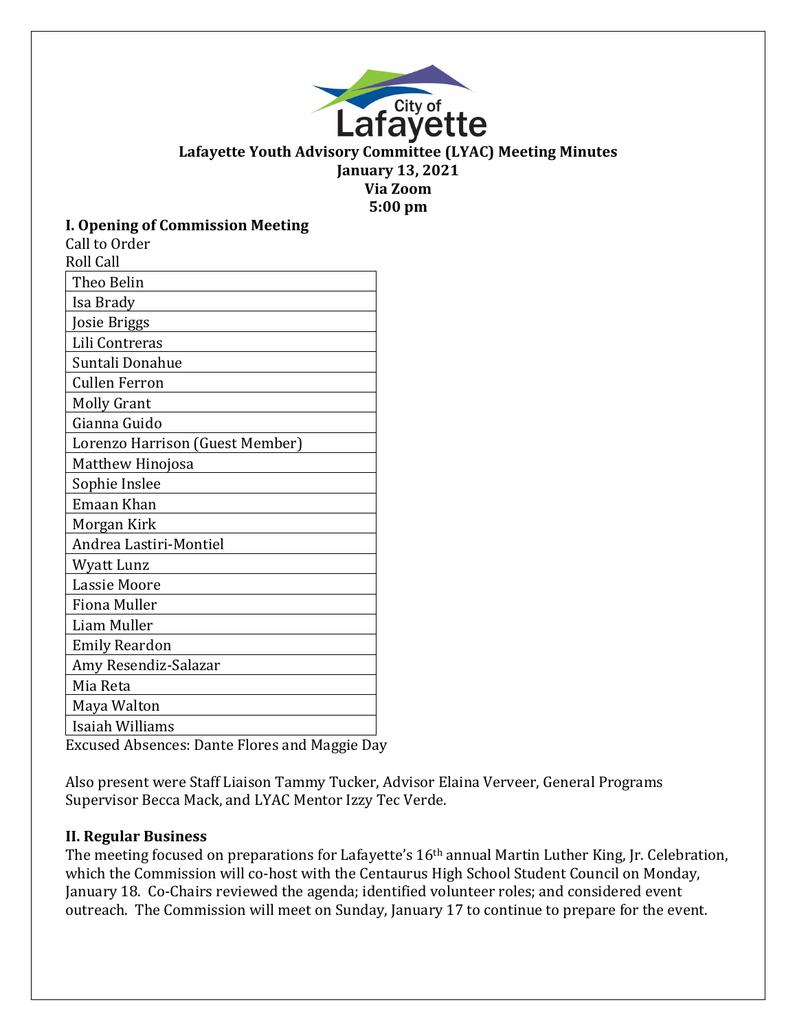**Lafayette Youth Advisory Committee (LYAC) Meeting Minutes**
**January 13, 2021**
**Via Zoom**
**5:00 pm**

## I. Opening of Commission Meeting

Call to Order

Roll Call

| Theo Belin |
|---|
| Isa Brady |
| Josie Briggs |
| Lili Contreras |
| Suntali Donahue |
| Cullen Ferron |
| Molly Grant |
| Gianna Guido |
| Lorenzo Harrison (Guest Member) |
| Matthew Hinojosa |
| Sophie Inslee |
| Emaan Khan |
| Morgan Kirk |
| Andrea Lastiri-Montiel |
| Wyatt Lunz |
| Lassie Moore |
| Fiona Muller |
| Liam Muller |
| Emily Reardon |
| Amy Resendiz-Salazar |
| Mia Reta |
| Maya Walton |
| Isaiah Williams |

Excused Absences: Dante Flores and Maggie Day

Also present were Staff Liaison Tammy Tucker, Advisor Elaina Verveer, General Programs Supervisor Becca Mack, and LYAC Mentor Izzy Tec Verde.

## II. Regular Business

The meeting focused on preparations for Lafayette's 16th annual Martin Luther King, Jr. Celebration, which the Commission will co-host with the Centaurus High School Student Council on Monday, January 18. Co-Chairs reviewed the agenda; identified volunteer roles; and considered event outreach. The Commission will meet on Sunday, January 17 to continue to prepare for the event.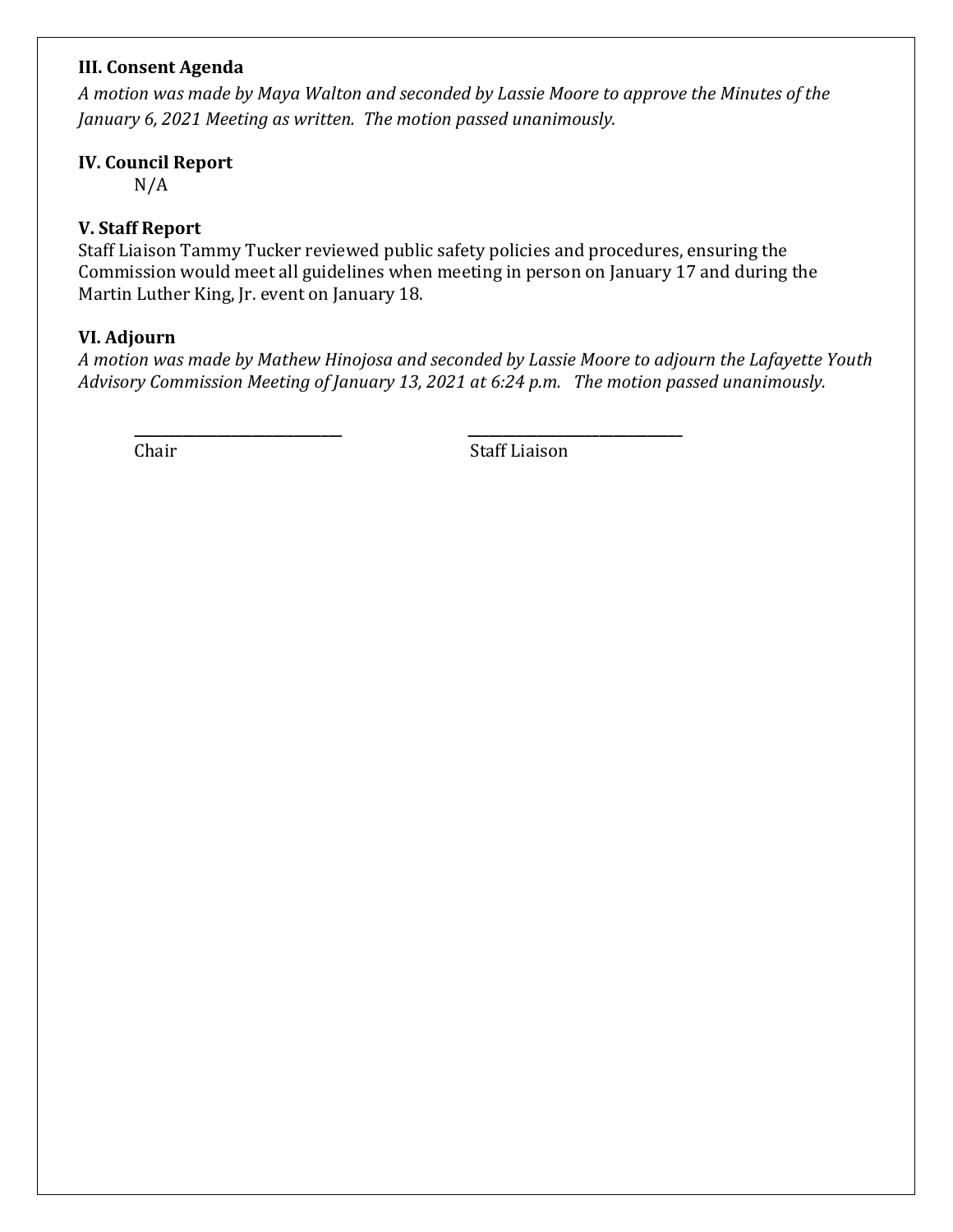### III. Consent Agenda

*A motion was made by Maya Walton and seconded by Lassie Moore to approve the Minutes of the January 6, 2021 Meeting as written. The motion passed unanimously.*

### IV. Council Report

N/A

### V. Staff Report

Staff Liaison Tammy Tucker reviewed public safety policies and procedures, ensuring the Commission would meet all guidelines when meeting in person on January 17 and during the Martin Luther King, Jr. event on January 18.

### VI. Adjourn

*A motion was made by Mathew Hinojosa and seconded by Lassie Moore to adjourn the Lafayette Youth Advisory Commission Meeting of January 13, 2021 at 6:24 p.m. The motion passed unanimously.*

______________________________ Chair

______________________________ Staff Liaison